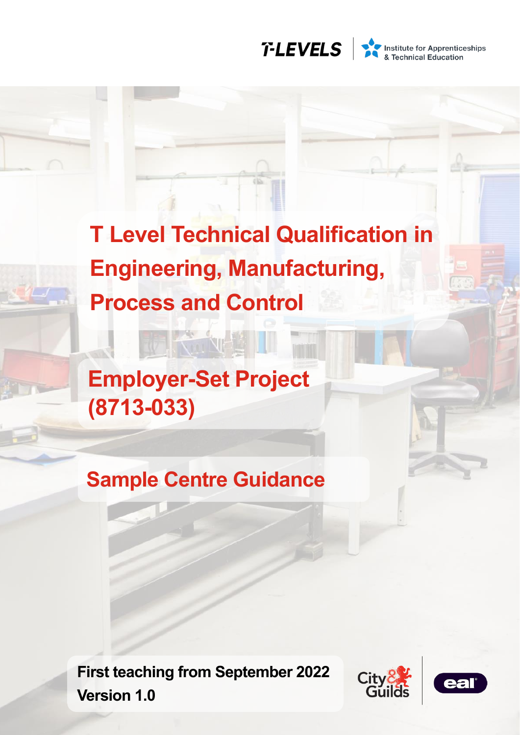T-LEVELS | Institute for Apprenticeships & Technical Education

# T Level Technical Qualification in Engineering, Manufacturing, Process and Control

## Employer-Set Project (8713-033)

## Sample Centre Guidance

**First teaching from September 2022**
**Version 1.0**

City & Guilds | eal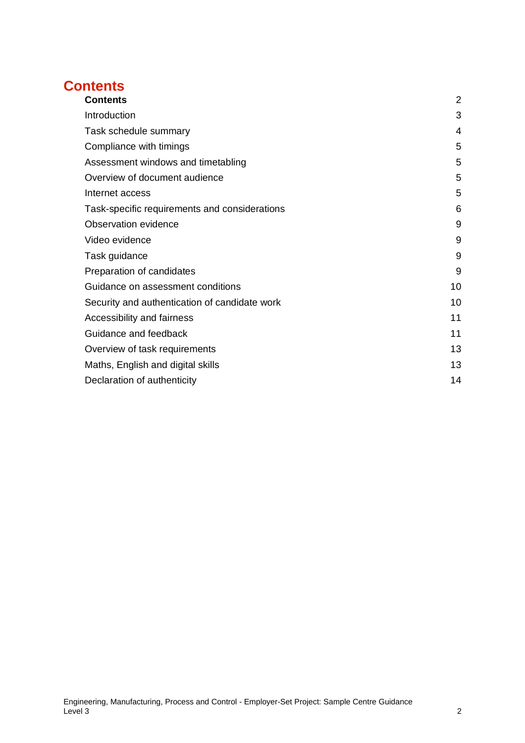# Contents

| | |
|---|---|
| **Contents** | 2 |
| Introduction | 3 |
| Task schedule summary | 4 |
| Compliance with timings | 5 |
| Assessment windows and timetabling | 5 |
| Overview of document audience | 5 |
| Internet access | 5 |
| Task-specific requirements and considerations | 6 |
| Observation evidence | 9 |
| Video evidence | 9 |
| Task guidance | 9 |
| Preparation of candidates | 9 |
| Guidance on assessment conditions | 10 |
| Security and authentication of candidate work | 10 |
| Accessibility and fairness | 11 |
| Guidance and feedback | 11 |
| Overview of task requirements | 13 |
| Maths, English and digital skills | 13 |
| Declaration of authenticity | 14 |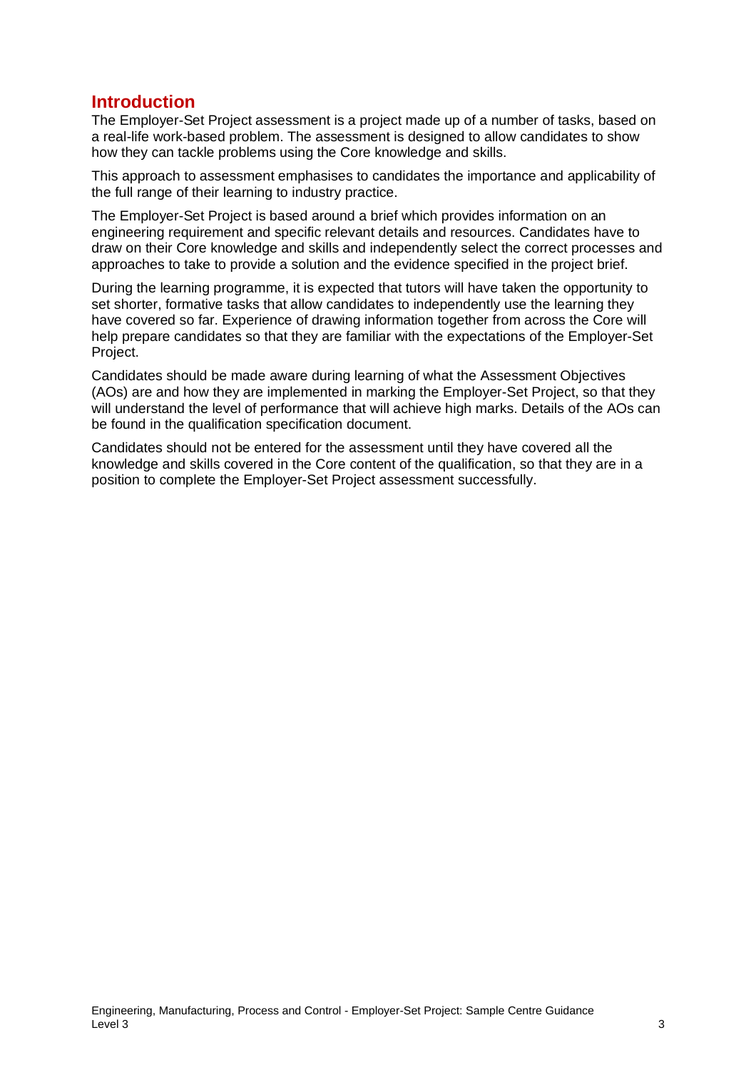## Introduction

The Employer-Set Project assessment is a project made up of a number of tasks, based on a real-life work-based problem. The assessment is designed to allow candidates to show how they can tackle problems using the Core knowledge and skills.

This approach to assessment emphasises to candidates the importance and applicability of the full range of their learning to industry practice.

The Employer-Set Project is based around a brief which provides information on an engineering requirement and specific relevant details and resources. Candidates have to draw on their Core knowledge and skills and independently select the correct processes and approaches to take to provide a solution and the evidence specified in the project brief.

During the learning programme, it is expected that tutors will have taken the opportunity to set shorter, formative tasks that allow candidates to independently use the learning they have covered so far. Experience of drawing information together from across the Core will help prepare candidates so that they are familiar with the expectations of the Employer-Set Project.

Candidates should be made aware during learning of what the Assessment Objectives (AOs) are and how they are implemented in marking the Employer-Set Project, so that they will understand the level of performance that will achieve high marks. Details of the AOs can be found in the qualification specification document.

Candidates should not be entered for the assessment until they have covered all the knowledge and skills covered in the Core content of the qualification, so that they are in a position to complete the Employer-Set Project assessment successfully.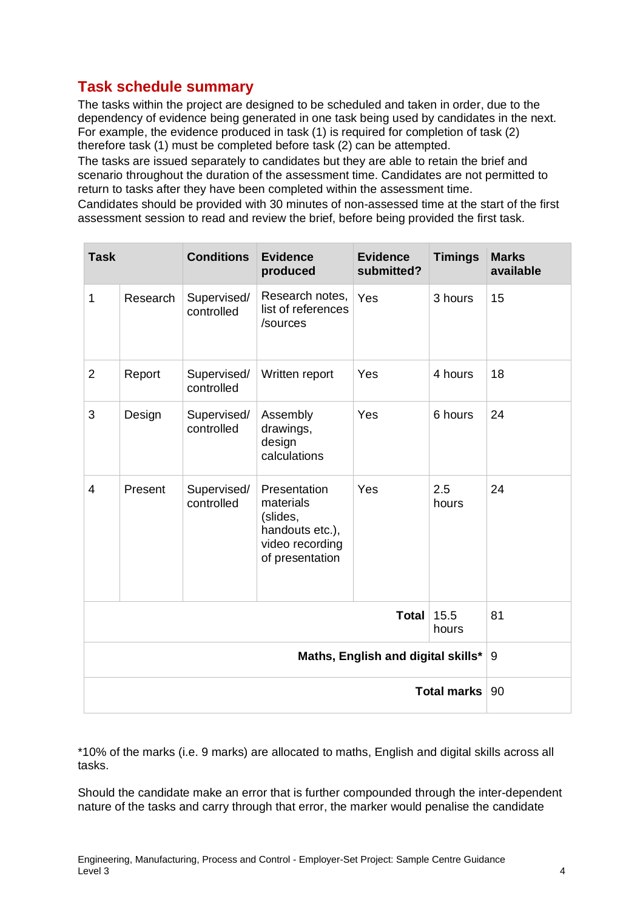## Task schedule summary

The tasks within the project are designed to be scheduled and taken in order, due to the dependency of evidence being generated in one task being used by candidates in the next. For example, the evidence produced in task (1) is required for completion of task (2) therefore task (1) must be completed before task (2) can be attempted.

The tasks are issued separately to candidates but they are able to retain the brief and scenario throughout the duration of the assessment time. Candidates are not permitted to return to tasks after they have been completed within the assessment time.

Candidates should be provided with 30 minutes of non-assessed time at the start of the first assessment session to read and review the brief, before being provided the first task.

| Task | | Conditions | Evidence produced | Evidence submitted? | Timings | Marks available |
|---|---|---|---|---|---|---|
| 1 | Research | Supervised/ controlled | Research notes, list of references /sources | Yes | 3 hours | 15 |
| 2 | Report | Supervised/ controlled | Written report | Yes | 4 hours | 18 |
| 3 | Design | Supervised/ controlled | Assembly drawings, design calculations | Yes | 6 hours | 24 |
| 4 | Present | Supervised/ controlled | Presentation materials (slides, handouts etc.), video recording of presentation | Yes | 2.5 hours | 24 |
| | | | | **Total** | 15.5 hours | 81 |
| | | | | **Maths, English and digital skills*** | | 9 |
| | | | | **Total marks** | | 90 |

*10% of the marks (i.e. 9 marks) are allocated to maths, English and digital skills across all tasks.

Should the candidate make an error that is further compounded through the inter-dependent nature of the tasks and carry through that error, the marker would penalise the candidate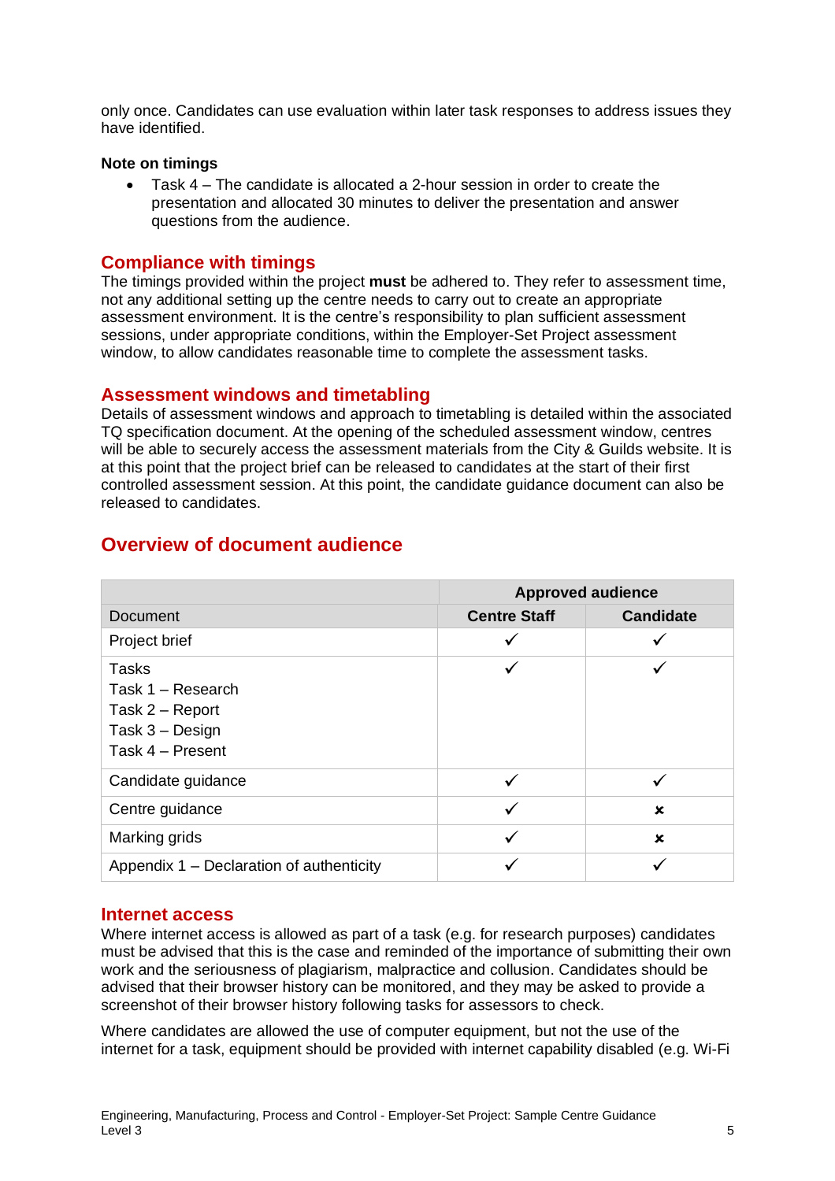only once. Candidates can use evaluation within later task responses to address issues they have identified.

**Note on timings**

- Task 4 – The candidate is allocated a 2-hour session in order to create the presentation and allocated 30 minutes to deliver the presentation and answer questions from the audience.

## Compliance with timings

The timings provided within the project **must** be adhered to. They refer to assessment time, not any additional setting up the centre needs to carry out to create an appropriate assessment environment. It is the centre's responsibility to plan sufficient assessment sessions, under appropriate conditions, within the Employer-Set Project assessment window, to allow candidates reasonable time to complete the assessment tasks.

## Assessment windows and timetabling

Details of assessment windows and approach to timetabling is detailed within the associated TQ specification document. At the opening of the scheduled assessment window, centres will be able to securely access the assessment materials from the City & Guilds website. It is at this point that the project brief can be released to candidates at the start of their first controlled assessment session. At this point, the candidate guidance document can also be released to candidates.

# Overview of document audience

| | **Approved audience** | |
|---|---|---|
| Document | **Centre Staff** | **Candidate** |
| Project brief | ✓ | ✓ |
| Tasks<br>Task 1 – Research<br>Task 2 – Report<br>Task 3 – Design<br>Task 4 – Present | ✓ | ✓ |
| Candidate guidance | ✓ | ✓ |
| Centre guidance | ✓ | ✗ |
| Marking grids | ✓ | ✗ |
| Appendix 1 – Declaration of authenticity | ✓ | ✓ |

## Internet access

Where internet access is allowed as part of a task (e.g. for research purposes) candidates must be advised that this is the case and reminded of the importance of submitting their own work and the seriousness of plagiarism, malpractice and collusion. Candidates should be advised that their browser history can be monitored, and they may be asked to provide a screenshot of their browser history following tasks for assessors to check.

Where candidates are allowed the use of computer equipment, but not the use of the internet for a task, equipment should be provided with internet capability disabled (e.g. Wi-Fi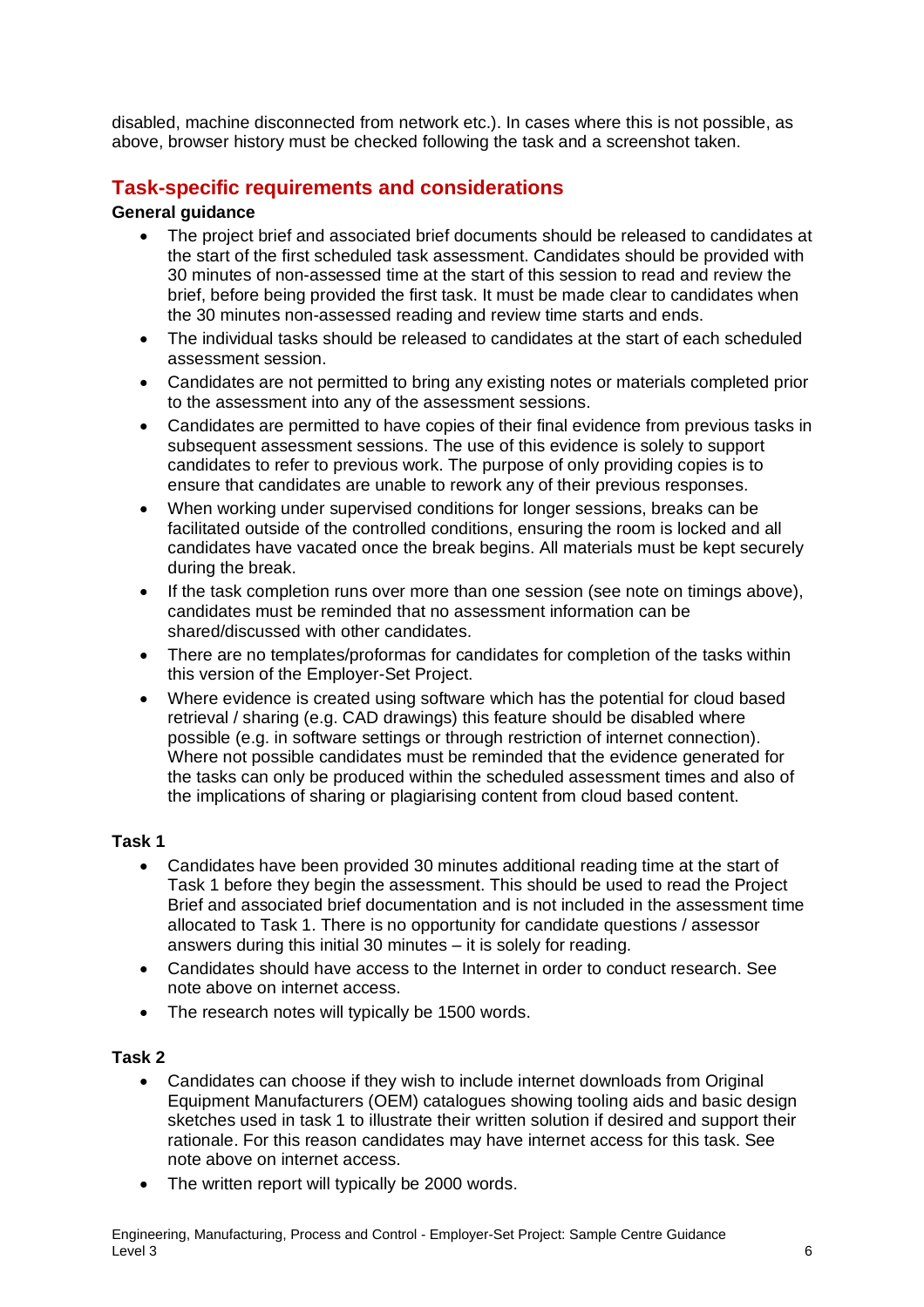disabled, machine disconnected from network etc.). In cases where this is not possible, as above, browser history must be checked following the task and a screenshot taken.

## Task-specific requirements and considerations

**General guidance**

- The project brief and associated brief documents should be released to candidates at the start of the first scheduled task assessment. Candidates should be provided with 30 minutes of non-assessed time at the start of this session to read and review the brief, before being provided the first task. It must be made clear to candidates when the 30 minutes non-assessed reading and review time starts and ends.
- The individual tasks should be released to candidates at the start of each scheduled assessment session.
- Candidates are not permitted to bring any existing notes or materials completed prior to the assessment into any of the assessment sessions.
- Candidates are permitted to have copies of their final evidence from previous tasks in subsequent assessment sessions. The use of this evidence is solely to support candidates to refer to previous work. The purpose of only providing copies is to ensure that candidates are unable to rework any of their previous responses.
- When working under supervised conditions for longer sessions, breaks can be facilitated outside of the controlled conditions, ensuring the room is locked and all candidates have vacated once the break begins. All materials must be kept securely during the break.
- If the task completion runs over more than one session (see note on timings above), candidates must be reminded that no assessment information can be shared/discussed with other candidates.
- There are no templates/proformas for candidates for completion of the tasks within this version of the Employer-Set Project.
- Where evidence is created using software which has the potential for cloud based retrieval / sharing (e.g. CAD drawings) this feature should be disabled where possible (e.g. in software settings or through restriction of internet connection). Where not possible candidates must be reminded that the evidence generated for the tasks can only be produced within the scheduled assessment times and also of the implications of sharing or plagiarising content from cloud based content.

**Task 1**

- Candidates have been provided 30 minutes additional reading time at the start of Task 1 before they begin the assessment. This should be used to read the Project Brief and associated brief documentation and is not included in the assessment time allocated to Task 1. There is no opportunity for candidate questions / assessor answers during this initial 30 minutes – it is solely for reading.
- Candidates should have access to the Internet in order to conduct research. See note above on internet access.
- The research notes will typically be 1500 words.

**Task 2**

- Candidates can choose if they wish to include internet downloads from Original Equipment Manufacturers (OEM) catalogues showing tooling aids and basic design sketches used in task 1 to illustrate their written solution if desired and support their rationale. For this reason candidates may have internet access for this task. See note above on internet access.
- The written report will typically be 2000 words.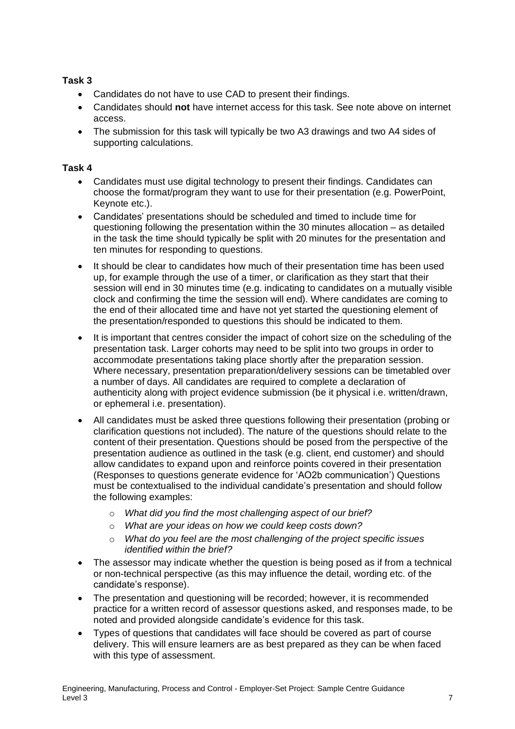**Task 3**

- Candidates do not have to use CAD to present their findings.
- Candidates should **not** have internet access for this task. See note above on internet access.
- The submission for this task will typically be two A3 drawings and two A4 sides of supporting calculations.

**Task 4**

- Candidates must use digital technology to present their findings. Candidates can choose the format/program they want to use for their presentation (e.g. PowerPoint, Keynote etc.).
- Candidates' presentations should be scheduled and timed to include time for questioning following the presentation within the 30 minutes allocation – as detailed in the task the time should typically be split with 20 minutes for the presentation and ten minutes for responding to questions.
- It should be clear to candidates how much of their presentation time has been used up, for example through the use of a timer, or clarification as they start that their session will end in 30 minutes time (e.g. indicating to candidates on a mutually visible clock and confirming the time the session will end). Where candidates are coming to the end of their allocated time and have not yet started the questioning element of the presentation/responded to questions this should be indicated to them.
- It is important that centres consider the impact of cohort size on the scheduling of the presentation task. Larger cohorts may need to be split into two groups in order to accommodate presentations taking place shortly after the preparation session. Where necessary, presentation preparation/delivery sessions can be timetabled over a number of days. All candidates are required to complete a declaration of authenticity along with project evidence submission (be it physical i.e. written/drawn, or ephemeral i.e. presentation).
- All candidates must be asked three questions following their presentation (probing or clarification questions not included). The nature of the questions should relate to the content of their presentation. Questions should be posed from the perspective of the presentation audience as outlined in the task (e.g. client, end customer) and should allow candidates to expand upon and reinforce points covered in their presentation (Responses to questions generate evidence for 'AO2b communication') Questions must be contextualised to the individual candidate's presentation and should follow the following examples:
  - *What did you find the most challenging aspect of our brief?*
  - *What are your ideas on how we could keep costs down?*
  - *What do you feel are the most challenging of the project specific issues identified within the brief?*
- The assessor may indicate whether the question is being posed as if from a technical or non-technical perspective (as this may influence the detail, wording etc. of the candidate's response).
- The presentation and questioning will be recorded; however, it is recommended practice for a written record of assessor questions asked, and responses made, to be noted and provided alongside candidate's evidence for this task.
- Types of questions that candidates will face should be covered as part of course delivery. This will ensure learners are as best prepared as they can be when faced with this type of assessment.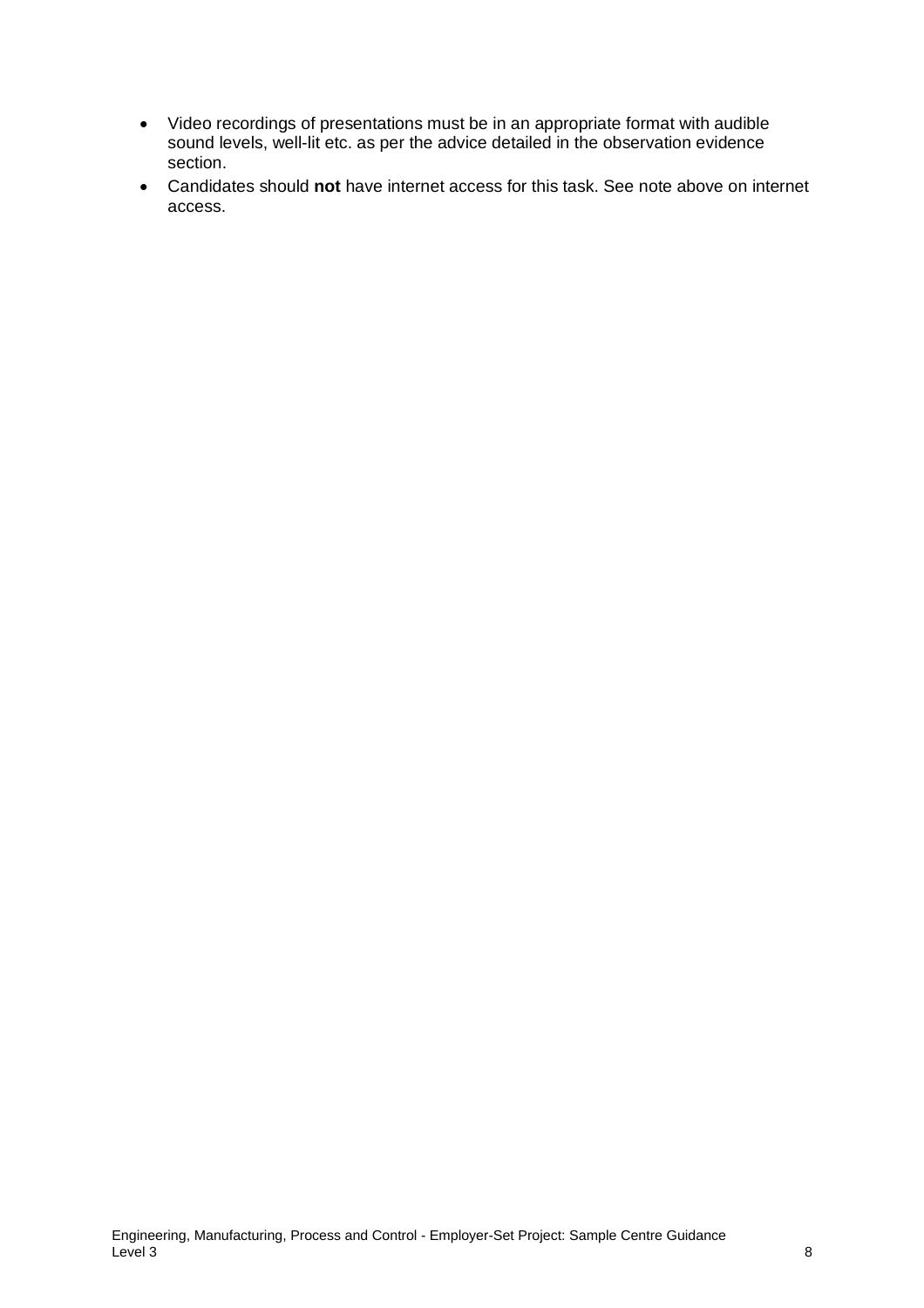- Video recordings of presentations must be in an appropriate format with audible sound levels, well-lit etc. as per the advice detailed in the observation evidence section.
- Candidates should **not** have internet access for this task. See note above on internet access.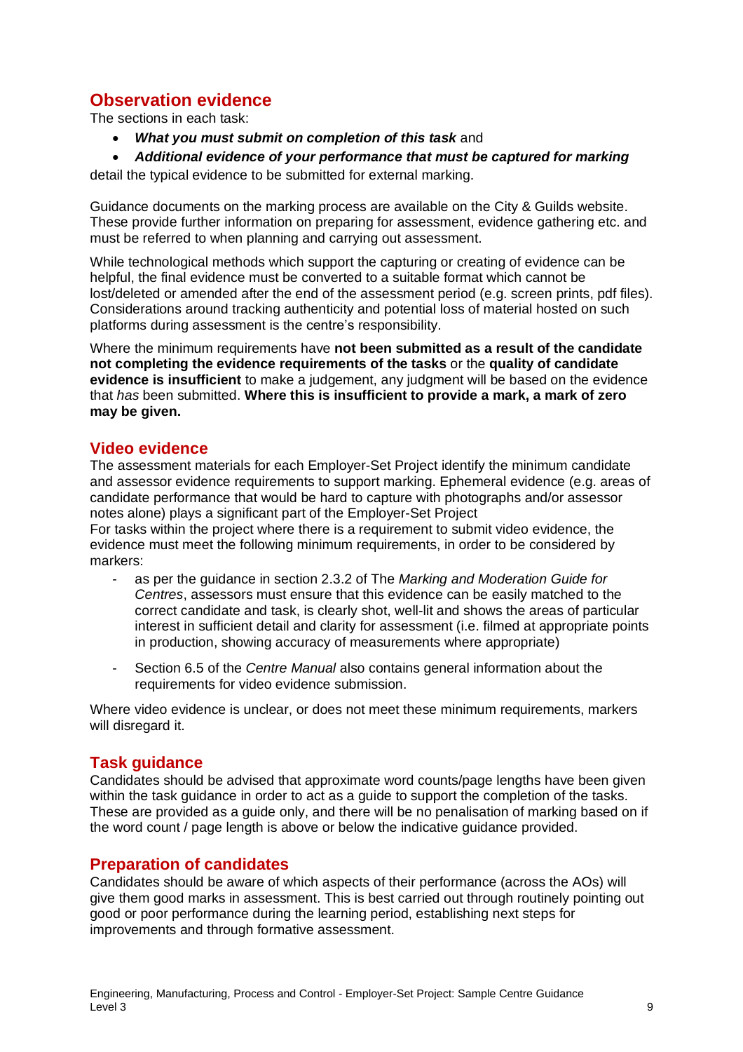## Observation evidence

The sections in each task:

- ***What you must submit on completion of this task*** and
- ***Additional evidence of your performance that must be captured for marking***

detail the typical evidence to be submitted for external marking.

Guidance documents on the marking process are available on the City & Guilds website. These provide further information on preparing for assessment, evidence gathering etc. and must be referred to when planning and carrying out assessment.

While technological methods which support the capturing or creating of evidence can be helpful, the final evidence must be converted to a suitable format which cannot be lost/deleted or amended after the end of the assessment period (e.g. screen prints, pdf files). Considerations around tracking authenticity and potential loss of material hosted on such platforms during assessment is the centre's responsibility.

Where the minimum requirements have **not been submitted as a result of the candidate not completing the evidence requirements of the tasks** or the **quality of candidate evidence is insufficient** to make a judgement, any judgment will be based on the evidence that *has* been submitted. **Where this is insufficient to provide a mark, a mark of zero may be given.**

## Video evidence

The assessment materials for each Employer-Set Project identify the minimum candidate and assessor evidence requirements to support marking. Ephemeral evidence (e.g. areas of candidate performance that would be hard to capture with photographs and/or assessor notes alone) plays a significant part of the Employer-Set Project

For tasks within the project where there is a requirement to submit video evidence, the evidence must meet the following minimum requirements, in order to be considered by markers:

- as per the guidance in section 2.3.2 of The *Marking and Moderation Guide for Centres*, assessors must ensure that this evidence can be easily matched to the correct candidate and task, is clearly shot, well-lit and shows the areas of particular interest in sufficient detail and clarity for assessment (i.e. filmed at appropriate points in production, showing accuracy of measurements where appropriate)
- Section 6.5 of the *Centre Manual* also contains general information about the requirements for video evidence submission.

Where video evidence is unclear, or does not meet these minimum requirements, markers will disregard it.

## Task guidance

Candidates should be advised that approximate word counts/page lengths have been given within the task guidance in order to act as a guide to support the completion of the tasks. These are provided as a guide only, and there will be no penalisation of marking based on if the word count / page length is above or below the indicative guidance provided.

## Preparation of candidates

Candidates should be aware of which aspects of their performance (across the AOs) will give them good marks in assessment. This is best carried out through routinely pointing out good or poor performance during the learning period, establishing next steps for improvements and through formative assessment.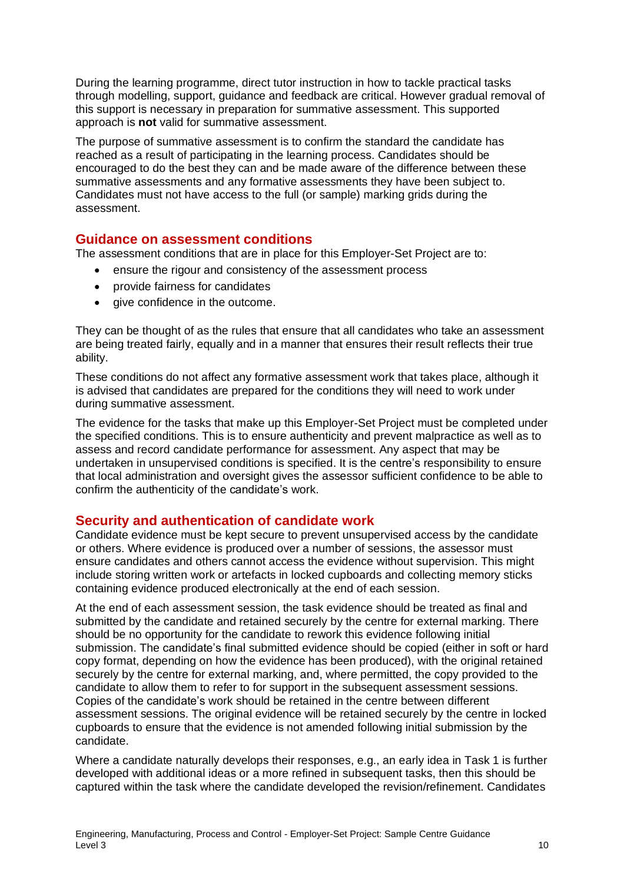During the learning programme, direct tutor instruction in how to tackle practical tasks through modelling, support, guidance and feedback are critical. However gradual removal of this support is necessary in preparation for summative assessment. This supported approach is **not** valid for summative assessment.

The purpose of summative assessment is to confirm the standard the candidate has reached as a result of participating in the learning process. Candidates should be encouraged to do the best they can and be made aware of the difference between these summative assessments and any formative assessments they have been subject to. Candidates must not have access to the full (or sample) marking grids during the assessment.

## Guidance on assessment conditions

The assessment conditions that are in place for this Employer-Set Project are to:

- ensure the rigour and consistency of the assessment process
- provide fairness for candidates
- give confidence in the outcome.

They can be thought of as the rules that ensure that all candidates who take an assessment are being treated fairly, equally and in a manner that ensures their result reflects their true ability.

These conditions do not affect any formative assessment work that takes place, although it is advised that candidates are prepared for the conditions they will need to work under during summative assessment.

The evidence for the tasks that make up this Employer-Set Project must be completed under the specified conditions. This is to ensure authenticity and prevent malpractice as well as to assess and record candidate performance for assessment. Any aspect that may be undertaken in unsupervised conditions is specified. It is the centre's responsibility to ensure that local administration and oversight gives the assessor sufficient confidence to be able to confirm the authenticity of the candidate's work.

## Security and authentication of candidate work

Candidate evidence must be kept secure to prevent unsupervised access by the candidate or others. Where evidence is produced over a number of sessions, the assessor must ensure candidates and others cannot access the evidence without supervision. This might include storing written work or artefacts in locked cupboards and collecting memory sticks containing evidence produced electronically at the end of each session.

At the end of each assessment session, the task evidence should be treated as final and submitted by the candidate and retained securely by the centre for external marking. There should be no opportunity for the candidate to rework this evidence following initial submission. The candidate's final submitted evidence should be copied (either in soft or hard copy format, depending on how the evidence has been produced), with the original retained securely by the centre for external marking, and, where permitted, the copy provided to the candidate to allow them to refer to for support in the subsequent assessment sessions. Copies of the candidate's work should be retained in the centre between different assessment sessions. The original evidence will be retained securely by the centre in locked cupboards to ensure that the evidence is not amended following initial submission by the candidate.

Where a candidate naturally develops their responses, e.g., an early idea in Task 1 is further developed with additional ideas or a more refined in subsequent tasks, then this should be captured within the task where the candidate developed the revision/refinement. Candidates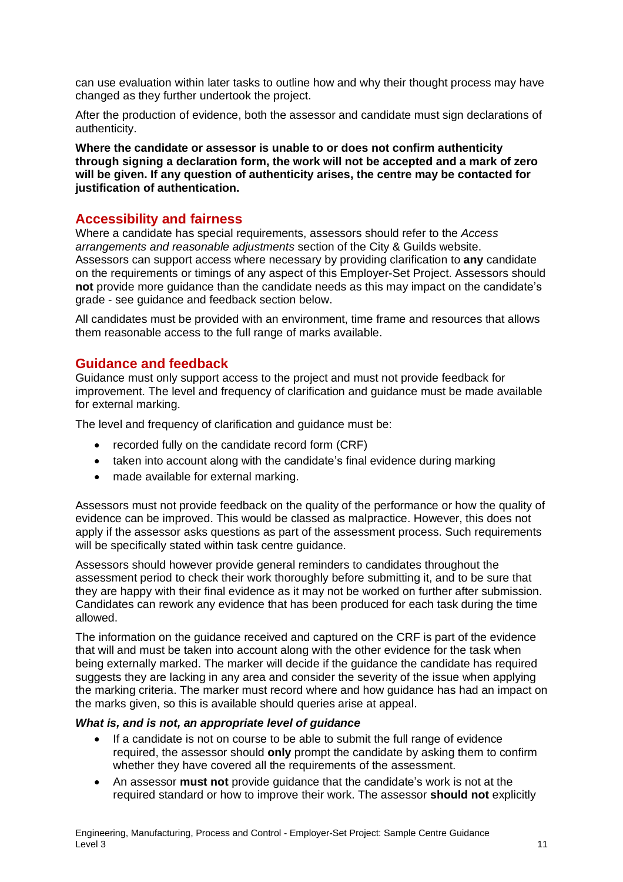can use evaluation within later tasks to outline how and why their thought process may have changed as they further undertook the project.

After the production of evidence, both the assessor and candidate must sign declarations of authenticity.

**Where the candidate or assessor is unable to or does not confirm authenticity through signing a declaration form, the work will not be accepted and a mark of zero will be given. If any question of authenticity arises, the centre may be contacted for justification of authentication.**

## Accessibility and fairness

Where a candidate has special requirements, assessors should refer to the *Access arrangements and reasonable adjustments* section of the City & Guilds website. Assessors can support access where necessary by providing clarification to **any** candidate on the requirements or timings of any aspect of this Employer-Set Project. Assessors should **not** provide more guidance than the candidate needs as this may impact on the candidate's grade - see guidance and feedback section below.

All candidates must be provided with an environment, time frame and resources that allows them reasonable access to the full range of marks available.

## Guidance and feedback

Guidance must only support access to the project and must not provide feedback for improvement. The level and frequency of clarification and guidance must be made available for external marking.

The level and frequency of clarification and guidance must be:

- recorded fully on the candidate record form (CRF)
- taken into account along with the candidate's final evidence during marking
- made available for external marking.

Assessors must not provide feedback on the quality of the performance or how the quality of evidence can be improved. This would be classed as malpractice. However, this does not apply if the assessor asks questions as part of the assessment process. Such requirements will be specifically stated within task centre guidance.

Assessors should however provide general reminders to candidates throughout the assessment period to check their work thoroughly before submitting it, and to be sure that they are happy with their final evidence as it may not be worked on further after submission. Candidates can rework any evidence that has been produced for each task during the time allowed.

The information on the guidance received and captured on the CRF is part of the evidence that will and must be taken into account along with the other evidence for the task when being externally marked. The marker will decide if the guidance the candidate has required suggests they are lacking in any area and consider the severity of the issue when applying the marking criteria. The marker must record where and how guidance has had an impact on the marks given, so this is available should queries arise at appeal.

***What is, and is not, an appropriate level of guidance***

- If a candidate is not on course to be able to submit the full range of evidence required, the assessor should **only** prompt the candidate by asking them to confirm whether they have covered all the requirements of the assessment.
- An assessor **must not** provide guidance that the candidate's work is not at the required standard or how to improve their work. The assessor **should not** explicitly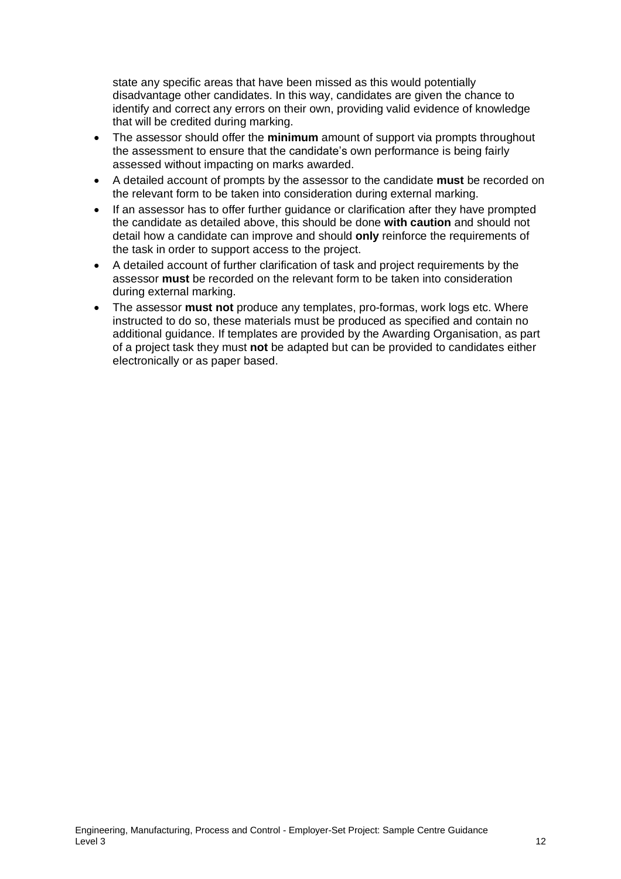state any specific areas that have been missed as this would potentially disadvantage other candidates. In this way, candidates are given the chance to identify and correct any errors on their own, providing valid evidence of knowledge that will be credited during marking.

- The assessor should offer the **minimum** amount of support via prompts throughout the assessment to ensure that the candidate's own performance is being fairly assessed without impacting on marks awarded.
- A detailed account of prompts by the assessor to the candidate **must** be recorded on the relevant form to be taken into consideration during external marking.
- If an assessor has to offer further guidance or clarification after they have prompted the candidate as detailed above, this should be done **with caution** and should not detail how a candidate can improve and should **only** reinforce the requirements of the task in order to support access to the project.
- A detailed account of further clarification of task and project requirements by the assessor **must** be recorded on the relevant form to be taken into consideration during external marking.
- The assessor **must not** produce any templates, pro-formas, work logs etc. Where instructed to do so, these materials must be produced as specified and contain no additional guidance. If templates are provided by the Awarding Organisation, as part of a project task they must **not** be adapted but can be provided to candidates either electronically or as paper based.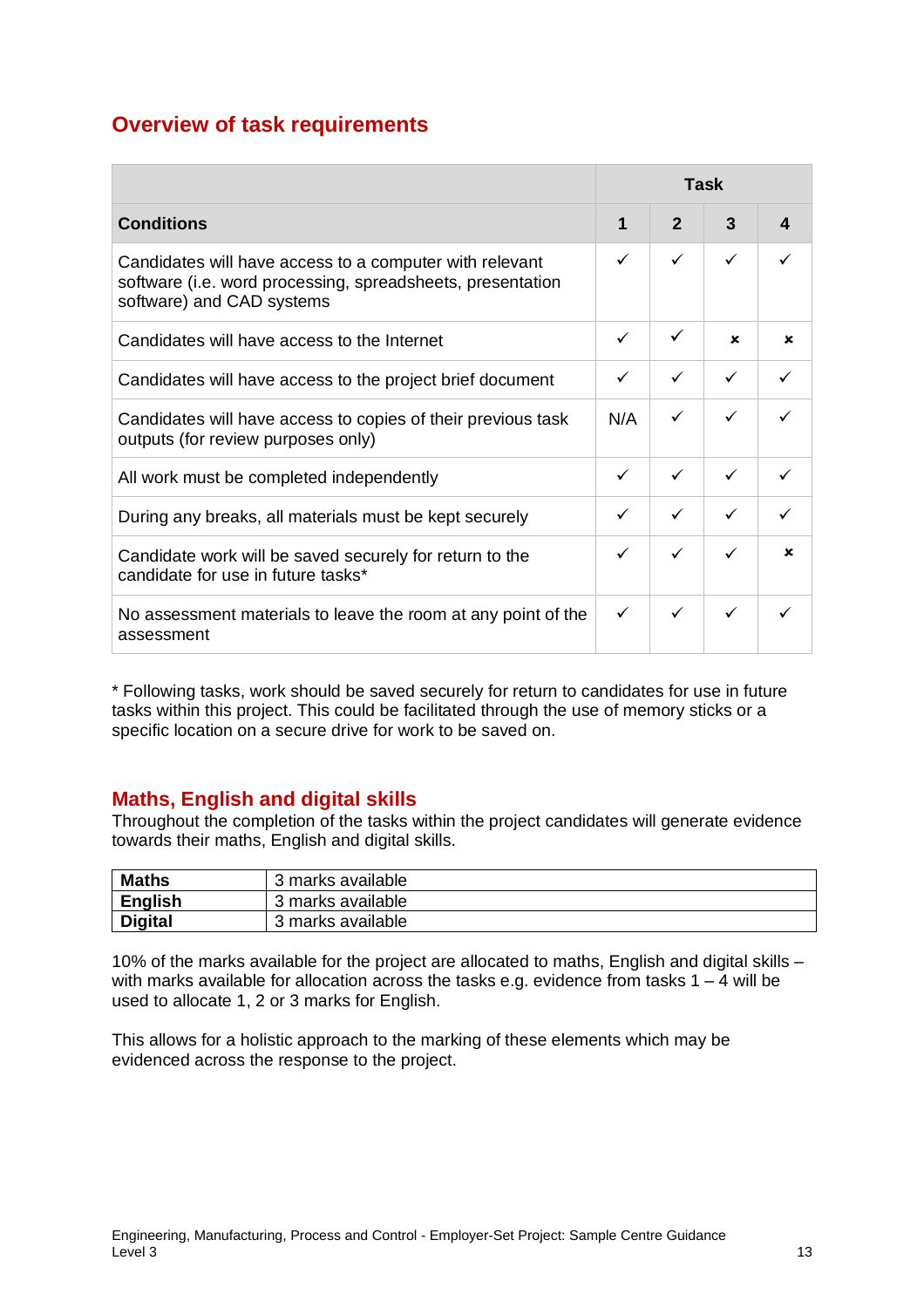## Overview of task requirements

| | Task | | | |
|---|---|---|---|---|
| **Conditions** | **1** | **2** | **3** | **4** |
| Candidates will have access to a computer with relevant software (i.e. word processing, spreadsheets, presentation software) and CAD systems | ✓ | ✓ | ✓ | ✓ |
| Candidates will have access to the Internet | ✓ | ✓ | ✗ | ✗ |
| Candidates will have access to the project brief document | ✓ | ✓ | ✓ | ✓ |
| Candidates will have access to copies of their previous task outputs (for review purposes only) | N/A | ✓ | ✓ | ✓ |
| All work must be completed independently | ✓ | ✓ | ✓ | ✓ |
| During any breaks, all materials must be kept securely | ✓ | ✓ | ✓ | ✓ |
| Candidate work will be saved securely for return to the candidate for use in future tasks* | ✓ | ✓ | ✓ | ✗ |
| No assessment materials to leave the room at any point of the assessment | ✓ | ✓ | ✓ | ✓ |

* Following tasks, work should be saved securely for return to candidates for use in future tasks within this project. This could be facilitated through the use of memory sticks or a specific location on a secure drive for work to be saved on.

## Maths, English and digital skills

Throughout the completion of the tasks within the project candidates will generate evidence towards their maths, English and digital skills.

| | |
|---|---|
| **Maths** | 3 marks available |
| **English** | 3 marks available |
| **Digital** | 3 marks available |

10% of the marks available for the project are allocated to maths, English and digital skills – with marks available for allocation across the tasks e.g. evidence from tasks 1 – 4 will be used to allocate 1, 2 or 3 marks for English.

This allows for a holistic approach to the marking of these elements which may be evidenced across the response to the project.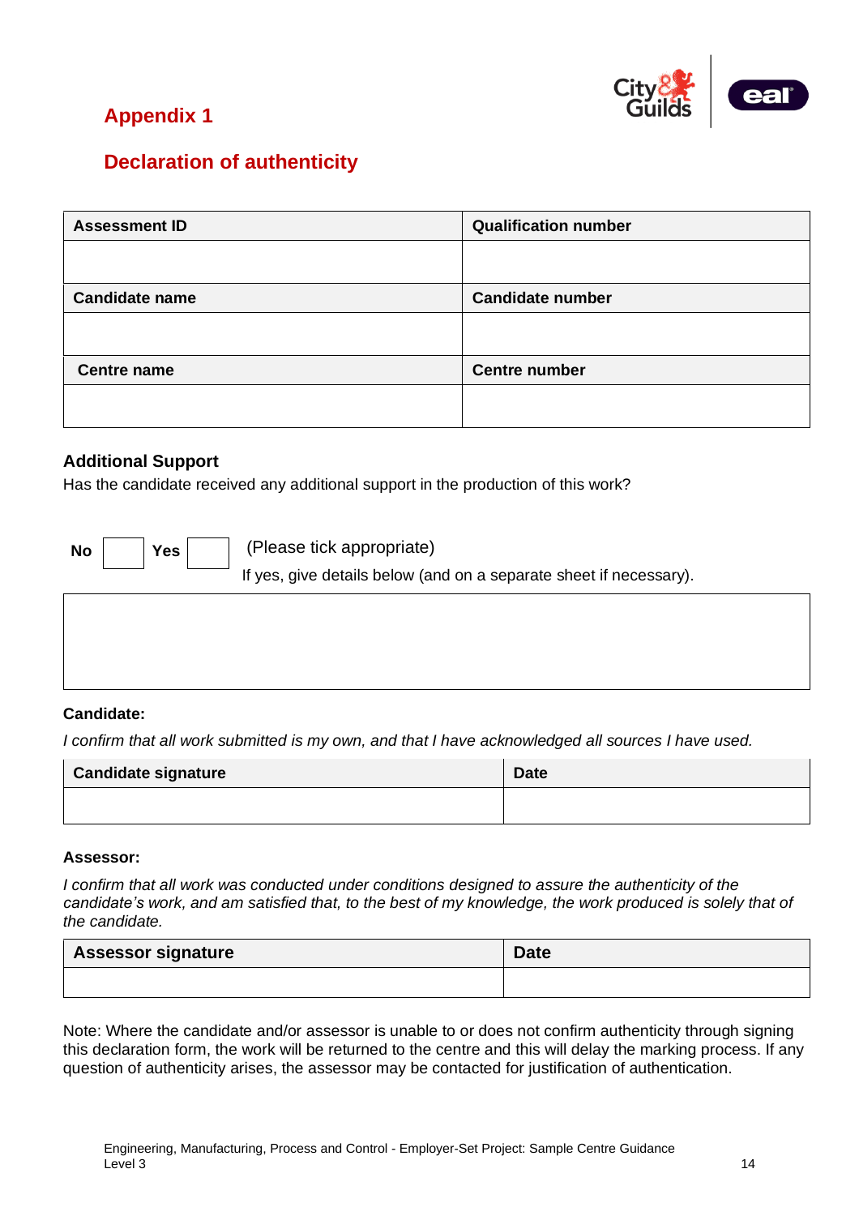## Appendix 1

## Declaration of authenticity

| Assessment ID | Qualification number |
|---|---|
| | |
| **Candidate name** | **Candidate number** |
| | |
| **Centre name** | **Centre number** |
| | |

### Additional Support

Has the candidate received any additional support in the production of this work?

**No** ☐ **Yes** ☐ (Please tick appropriate)

If yes, give details below (and on a separate sheet if necessary).

| |
|---|
| |

**Candidate:**

*I confirm that all work submitted is my own, and that I have acknowledged all sources I have used.*

| Candidate signature | Date |
|---|---|
| | |

**Assessor:**

*I confirm that all work was conducted under conditions designed to assure the authenticity of the candidate's work, and am satisfied that, to the best of my knowledge, the work produced is solely that of the candidate.*

| Assessor signature | Date |
|---|---|
| | |

Note: Where the candidate and/or assessor is unable to or does not confirm authenticity through signing this declaration form, the work will be returned to the centre and this will delay the marking process. If any question of authenticity arises, the assessor may be contacted for justification of authentication.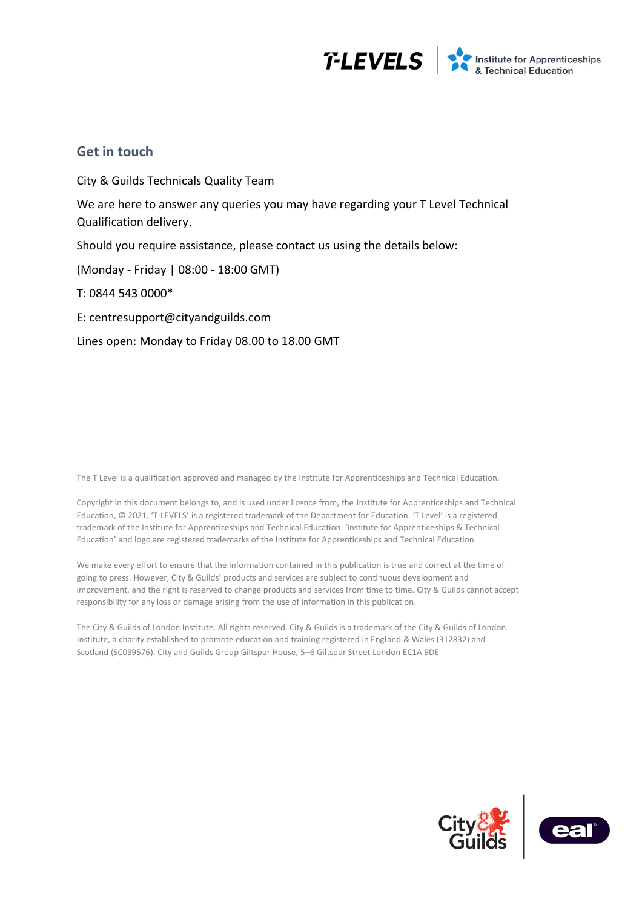## Get in touch

City & Guilds Technicals Quality Team

We are here to answer any queries you may have regarding your T Level Technical Qualification delivery.

Should you require assistance, please contact us using the details below:

(Monday - Friday | 08:00 - 18:00 GMT)

T: 0844 543 0000*

E: centresupport@cityandguilds.com

Lines open: Monday to Friday 08.00 to 18.00 GMT

The T Level is a qualification approved and managed by the Institute for Apprenticeships and Technical Education.

Copyright in this document belongs to, and is used under licence from, the Institute for Apprenticeships and Technical Education, © 2021. 'T-LEVELS' is a registered trademark of the Department for Education. 'T Level' is a registered trademark of the Institute for Apprenticeships and Technical Education. 'Institute for Apprenticeships & Technical Education' and logo are registered trademarks of the Institute for Apprenticeships and Technical Education.

We make every effort to ensure that the information contained in this publication is true and correct at the time of going to press. However, City & Guilds' products and services are subject to continuous development and improvement, and the right is reserved to change products and services from time to time. City & Guilds cannot accept responsibility for any loss or damage arising from the use of information in this publication.

The City & Guilds of London Institute. All rights reserved. City & Guilds is a trademark of the City & Guilds of London Institute, a charity established to promote education and training registered in England & Wales (312832) and Scotland (SC039576). City and Guilds Group Giltspur House, 5–6 Giltspur Street London EC1A 9DE